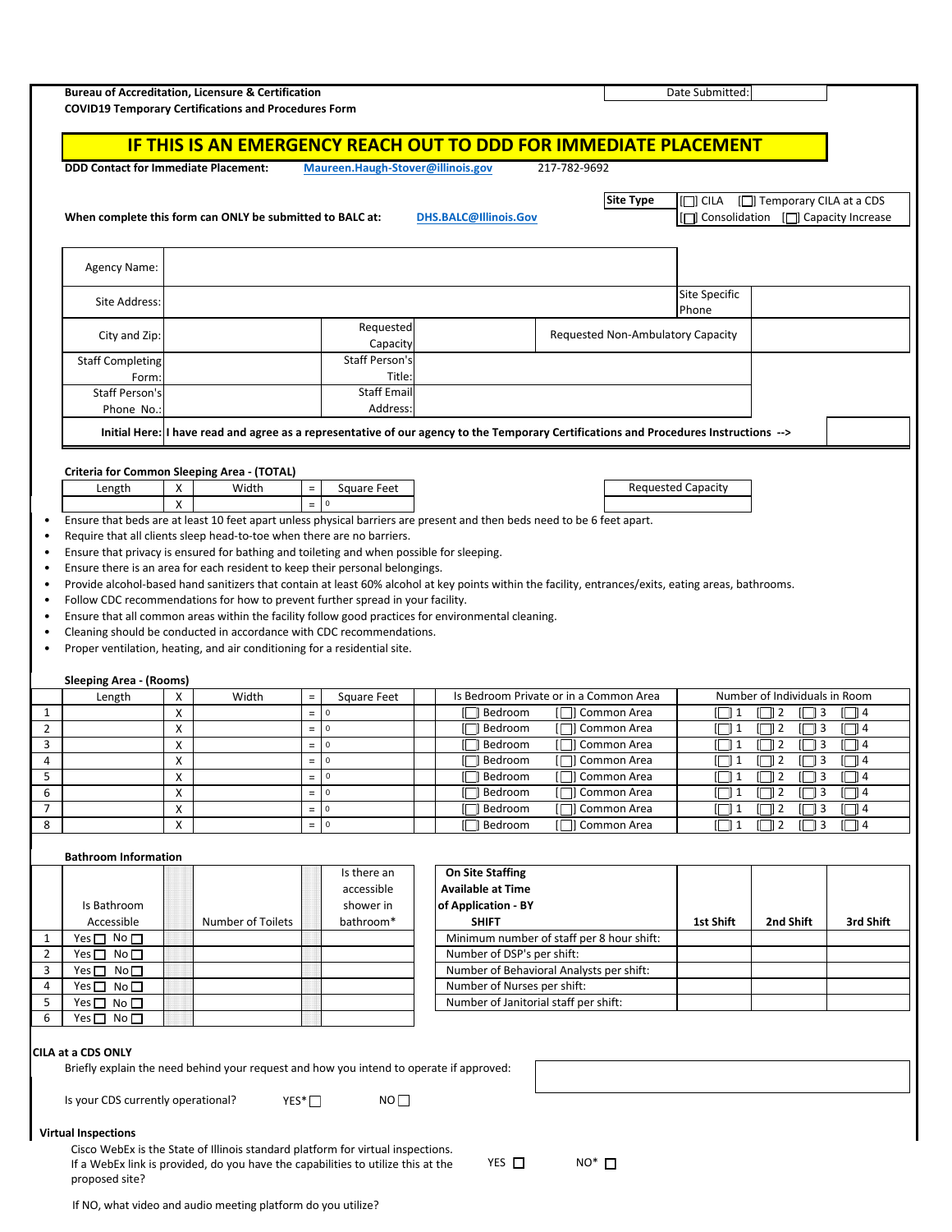**Bureau of Accreditation, Licensure & Certification**
**COVID19 Temporary Certifications and Procedures Form**

Date Submitted:

# IF THIS IS AN EMERGENCY REACH OUT TO DDD FOR IMMEDIATE PLACEMENT

**DDD Contact for Immediate Placement:** Maureen.Haugh-Stover@illinois.gov 217-782-9692

**When complete this form can ONLY be submitted to BALC at:** DHS.BALC@Illinois.Gov

| **Site Type** | ☐ CILA | ☐ Temporary CILA at a CDS |
|---|---|---|
| | ☐ Consolidation | ☐ Capacity Increase |

| | | | | | |
|---|---|---|---|---|---|
| Agency Name: | | | | | |
| Site Address: | | | | Site Specific Phone | |
| City and Zip: | | Requested Capacity | | Requested Non-Ambulatory Capacity | |
| Staff Completing Form: | | Staff Person's Title: | | | |
| Staff Person's Phone No.: | | Staff Email Address: | | | |

**Initial Here:** **I have read and agree as a representative of our agency to the Temporary Certifications and Procedures Instructions -->** ______

**Criteria for Common Sleeping Area - (TOTAL)**

| Length | X | Width | = | Square Feet |
|---|---|---|---|---|
| | X | | = | 0 |

| Requested Capacity |
|---|
| |

- Ensure that beds are at least 10 feet apart unless physical barriers are present and then beds need to be 6 feet apart.
- Require that all clients sleep head-to-toe when there are no barriers.
- Ensure that privacy is ensured for bathing and toileting and when possible for sleeping.
- Ensure there is an area for each resident to keep their personal belongings.
- Provide alcohol-based hand sanitizers that contain at least 60% alcohol at key points within the facility, entrances/exits, eating areas, bathrooms.
- Follow CDC recommendations for how to prevent further spread in your facility.
- Ensure that all common areas within the facility follow good practices for environmental cleaning.
- Cleaning should be conducted in accordance with CDC recommendations.
- Proper ventilation, heating, and air conditioning for a residential site.

**Sleeping Area - (Rooms)**

| | Length | X | Width | = | Square Feet | Is Bedroom Private or in a Common Area | | Number of Individuals in Room | | | |
|---|---|---|---|---|---|---|---|---|---|---|---|
| 1 | | X | | = | 0 | ☐ Bedroom | ☐ Common Area | ☐ 1 | ☐ 2 | ☐ 3 | ☐ 4 |
| 2 | | X | | = | 0 | ☐ Bedroom | ☐ Common Area | ☐ 1 | ☐ 2 | ☐ 3 | ☐ 4 |
| 3 | | X | | = | 0 | ☐ Bedroom | ☐ Common Area | ☐ 1 | ☐ 2 | ☐ 3 | ☐ 4 |
| 4 | | X | | = | 0 | ☐ Bedroom | ☐ Common Area | ☐ 1 | ☐ 2 | ☐ 3 | ☐ 4 |
| 5 | | X | | = | 0 | ☐ Bedroom | ☐ Common Area | ☐ 1 | ☐ 2 | ☐ 3 | ☐ 4 |
| 6 | | X | | = | 0 | ☐ Bedroom | ☐ Common Area | ☐ 1 | ☐ 2 | ☐ 3 | ☐ 4 |
| 7 | | X | | = | 0 | ☐ Bedroom | ☐ Common Area | ☐ 1 | ☐ 2 | ☐ 3 | ☐ 4 |
| 8 | | X | | = | 0 | ☐ Bedroom | ☐ Common Area | ☐ 1 | ☐ 2 | ☐ 3 | ☐ 4 |

**Bathroom Information**

| | Is Bathroom Accessible | Number of Toilets | Is there an accessible shower in bathroom* |
|---|---|---|---|
| 1 | Yes ☐ No ☐ | | |
| 2 | Yes ☐ No ☐ | | |
| 3 | Yes ☐ No ☐ | | |
| 4 | Yes ☐ No ☐ | | |
| 5 | Yes ☐ No ☐ | | |
| 6 | Yes ☐ No ☐ | | |

| **On Site Staffing Available at Time of Application - BY SHIFT** | **1st Shift** | **2nd Shift** | **3rd Shift** |
|---|---|---|---|
| Minimum number of staff per 8 hour shift: | | | |
| Number of DSP's per shift: | | | |
| Number of Behavioral Analysts per shift: | | | |
| Number of Nurses per shift: | | | |
| Number of Janitorial staff per shift: | | | |

**CILA at a CDS ONLY**

Briefly explain the need behind your request and how you intend to operate if approved:

Is your CDS currently operational? YES* ☐ NO ☐

**Virtual Inspections**

Cisco WebEx is the State of Illinois standard platform for virtual inspections.
If a WebEx link is provided, do you have the capabilities to utilize this at the proposed site? YES ☐ NO* ☐

If NO, what video and audio meeting platform do you utilize?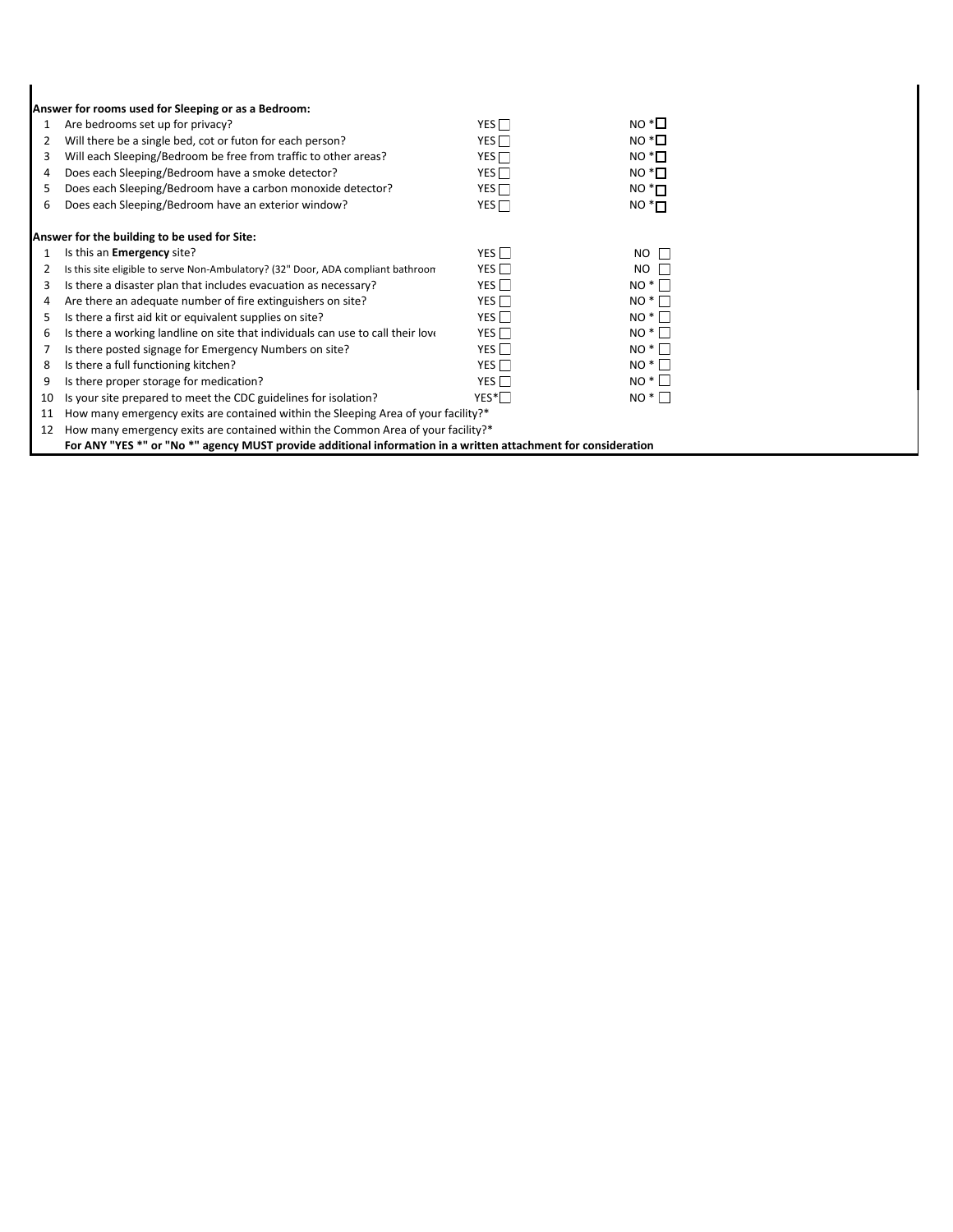**Answer for rooms used for Sleeping or as a Bedroom:**

| # | Question | | |
|---|---|---|---|
| 1 | Are bedrooms set up for privacy? | YES ☐ | NO * ☐ |
| 2 | Will there be a single bed, cot or futon for each person? | YES ☐ | NO * ☐ |
| 3 | Will each Sleeping/Bedroom be free from traffic to other areas? | YES ☐ | NO * ☐ |
| 4 | Does each Sleeping/Bedroom have a smoke detector? | YES ☐ | NO * ☐ |
| 5 | Does each Sleeping/Bedroom have a carbon monoxide detector? | YES ☐ | NO * ☐ |
| 6 | Does each Sleeping/Bedroom have an exterior window? | YES ☐ | NO * ☐ |

**Answer for the building to be used for Site:**

| # | Question | | |
|---|---|---|---|
| 1 | Is this an **Emergency** site? | YES ☐ | NO ☐ |
| 2 | Is this site eligible to serve Non-Ambulatory? (32" Door, ADA compliant bathroom | YES ☐ | NO ☐ |
| 3 | Is there a disaster plan that includes evacuation as necessary? | YES ☐ | NO * ☐ |
| 4 | Are there an adequate number of fire extinguishers on site? | YES ☐ | NO * ☐ |
| 5 | Is there a first aid kit or equivalent supplies on site? | YES ☐ | NO * ☐ |
| 6 | Is there a working landline on site that individuals can use to call their love | YES ☐ | NO * ☐ |
| 7 | Is there posted signage for Emergency Numbers on site? | YES ☐ | NO * ☐ |
| 8 | Is there a full functioning kitchen? | YES ☐ | NO * ☐ |
| 9 | Is there proper storage for medication? | YES ☐ | NO * ☐ |
| 10 | Is your site prepared to meet the CDC guidelines for isolation? | YES* ☐ | NO * ☐ |
| 11 | How many emergency exits are contained within the Sleeping Area of your facility?* | | |
| 12 | How many emergency exits are contained within the Common Area of your facility?* | | |

**For ANY "YES *" or "No *" agency MUST provide additional information in a written attachment for consideration**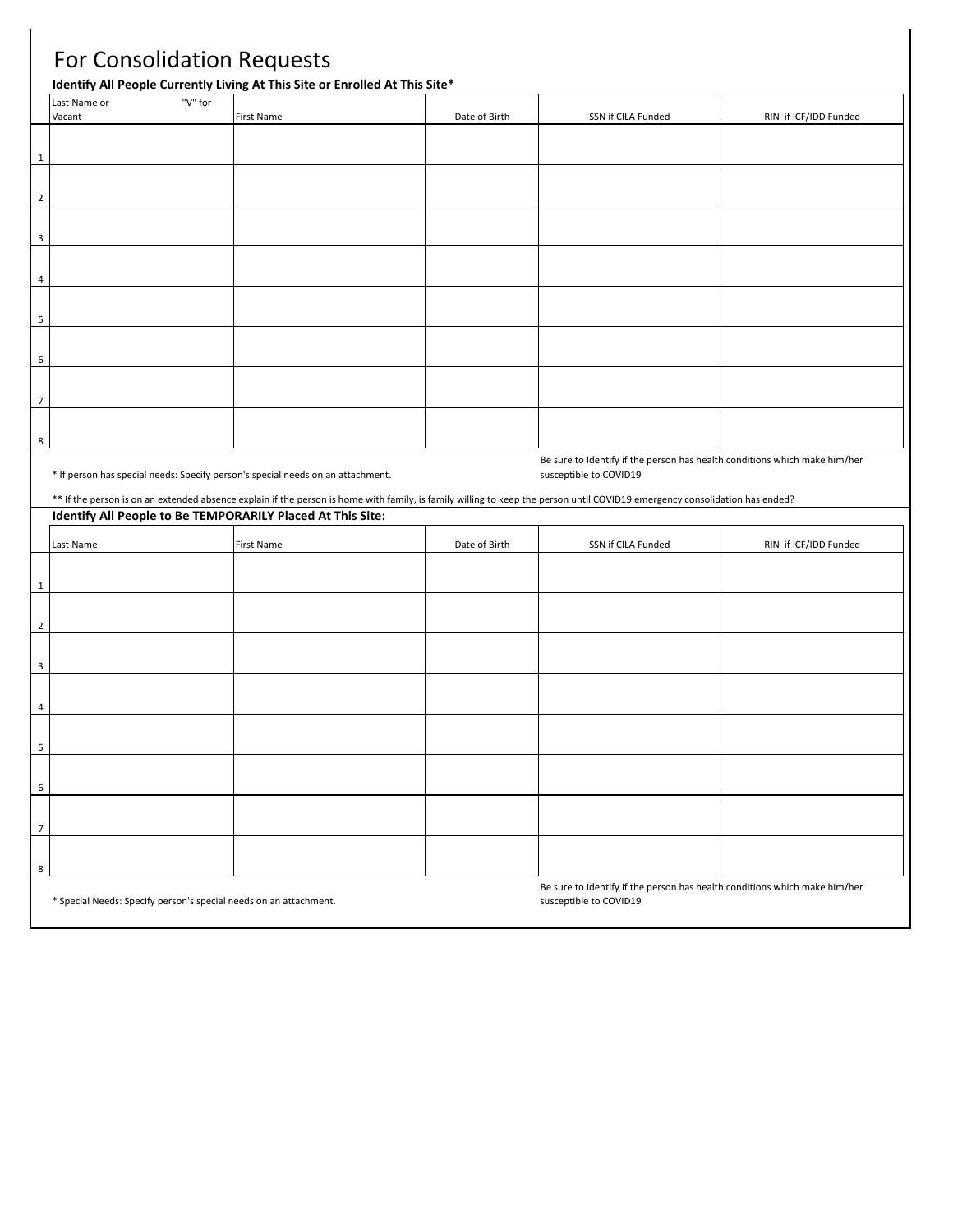# For Consolidation Requests

**Identify All People Currently Living At This Site or Enrolled At This Site***

| | Last Name or "V" for Vacant | First Name | Date of Birth | SSN if CILA Funded | RIN if ICF/IDD Funded |
|---|---|---|---|---|---|
| 1 | | | | | |
| 2 | | | | | |
| 3 | | | | | |
| 4 | | | | | |
| 5 | | | | | |
| 6 | | | | | |
| 7 | | | | | |
| 8 | | | | | |

* If person has special needs: Specify person's special needs on an attachment.

Be sure to Identify if the person has health conditions which make him/her susceptible to COVID19

** If the person is on an extended absence explain if the person is home with family, is family willing to keep the person until COVID19 emergency consolidation has ended?

**Identify All People to Be TEMPORARILY Placed At This Site:**

| | Last Name | First Name | Date of Birth | SSN if CILA Funded | RIN if ICF/IDD Funded |
|---|---|---|---|---|---|
| 1 | | | | | |
| 2 | | | | | |
| 3 | | | | | |
| 4 | | | | | |
| 5 | | | | | |
| 6 | | | | | |
| 7 | | | | | |
| 8 | | | | | |

* Special Needs: Specify person's special needs on an attachment.

Be sure to Identify if the person has health conditions which make him/her susceptible to COVID19